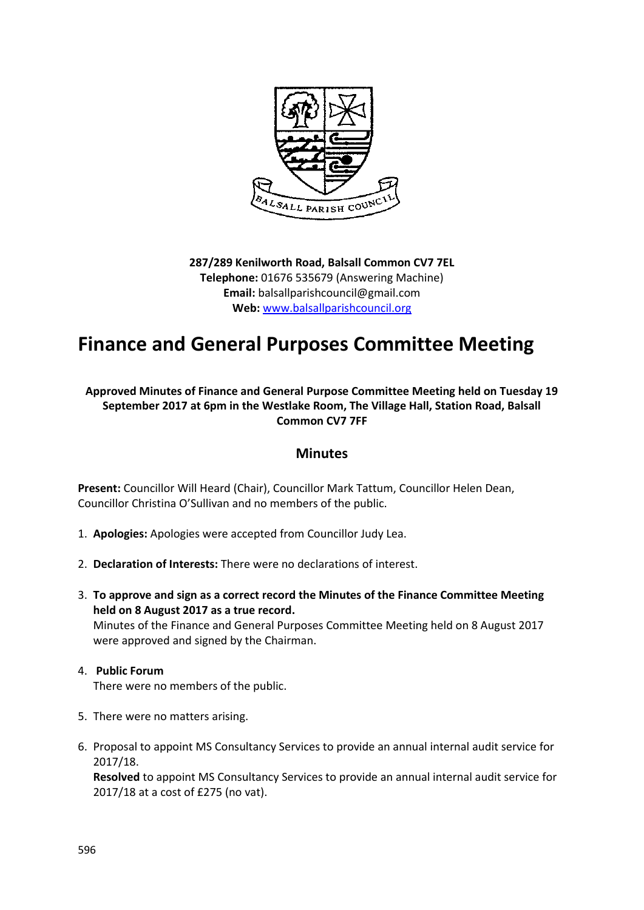**287/289 Kenilworth Road, Balsall Common CV7 7EL**
**Telephone:** 01676 535679 (Answering Machine)
**Email:** balsallparishcouncil@gmail.com
**Web:** www.balsallparishcouncil.org

# Finance and General Purposes Committee Meeting

**Approved Minutes of Finance and General Purpose Committee Meeting held on Tuesday 19 September 2017 at 6pm in the Westlake Room, The Village Hall, Station Road, Balsall Common CV7 7FF**

## Minutes

**Present:** Councillor Will Heard (Chair), Councillor Mark Tattum, Councillor Helen Dean, Councillor Christina O'Sullivan and no members of the public.

1. **Apologies:** Apologies were accepted from Councillor Judy Lea.
2. **Declaration of Interests:** There were no declarations of interest.
3. **To approve and sign as a correct record the Minutes of the Finance Committee Meeting held on 8 August 2017 as a true record.**
   Minutes of the Finance and General Purposes Committee Meeting held on 8 August 2017 were approved and signed by the Chairman.
4. **Public Forum**
   There were no members of the public.
5. There were no matters arising.
6. Proposal to appoint MS Consultancy Services to provide an annual internal audit service for 2017/18.
   **Resolved** to appoint MS Consultancy Services to provide an annual internal audit service for 2017/18 at a cost of £275 (no vat).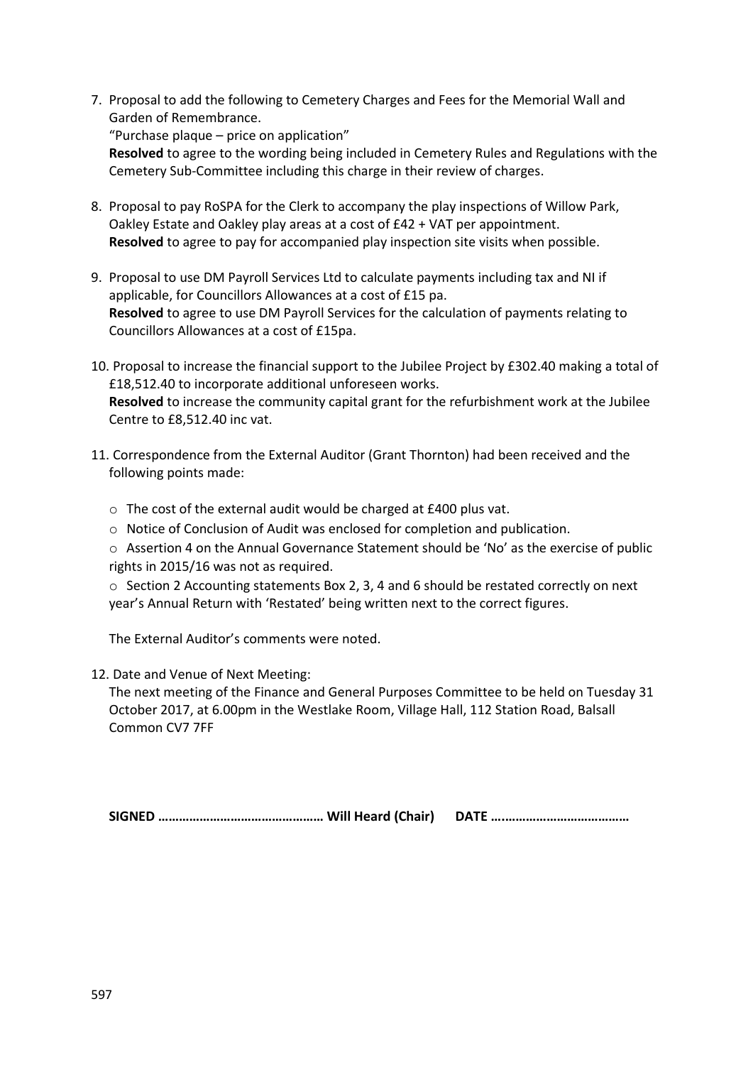7. Proposal to add the following to Cemetery Charges and Fees for the Memorial Wall and Garden of Remembrance.
   "Purchase plaque – price on application"
   **Resolved** to agree to the wording being included in Cemetery Rules and Regulations with the Cemetery Sub-Committee including this charge in their review of charges.

8. Proposal to pay RoSPA for the Clerk to accompany the play inspections of Willow Park, Oakley Estate and Oakley play areas at a cost of £42 + VAT per appointment.
   **Resolved** to agree to pay for accompanied play inspection site visits when possible.

9. Proposal to use DM Payroll Services Ltd to calculate payments including tax and NI if applicable, for Councillors Allowances at a cost of £15 pa.
   **Resolved** to agree to use DM Payroll Services for the calculation of payments relating to Councillors Allowances at a cost of £15pa.

10. Proposal to increase the financial support to the Jubilee Project by £302.40 making a total of £18,512.40 to incorporate additional unforeseen works.
    **Resolved** to increase the community capital grant for the refurbishment work at the Jubilee Centre to £8,512.40 inc vat.

11. Correspondence from the External Auditor (Grant Thornton) had been received and the following points made:

    - The cost of the external audit would be charged at £400 plus vat.
    - Notice of Conclusion of Audit was enclosed for completion and publication.
    - Assertion 4 on the Annual Governance Statement should be 'No' as the exercise of public rights in 2015/16 was not as required.
    - Section 2 Accounting statements Box 2, 3, 4 and 6 should be restated correctly on next year's Annual Return with 'Restated' being written next to the correct figures.

    The External Auditor's comments were noted.

12. Date and Venue of Next Meeting:
    The next meeting of the Finance and General Purposes Committee to be held on Tuesday 31 October 2017, at 6.00pm in the Westlake Room, Village Hall, 112 Station Road, Balsall Common CV7 7FF

**SIGNED ………………………………………. Will Heard (Chair) DATE ………………………………….**